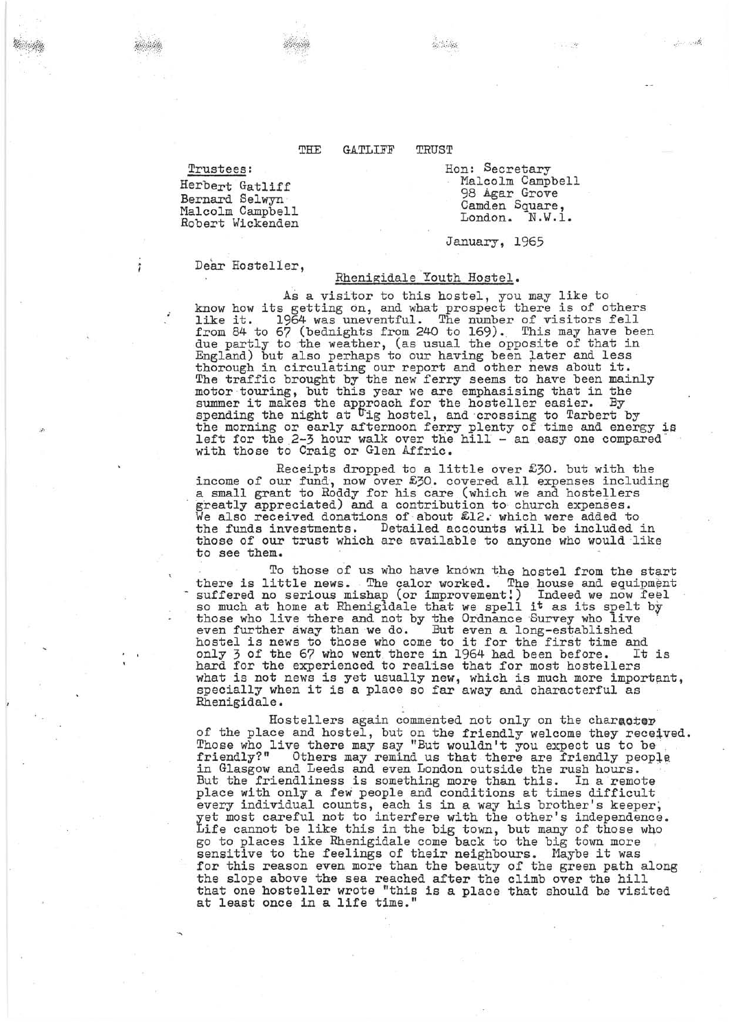# THE GATLIFF TRUST

Trustees:
Herbert Gatliff
Bernard Selwyn
Malcolm Campbell
Robert Wickenden

Hon: Secretary
Malcolm Campbell
98 Agar Grove
Camden Square,
London. N.W.1.

January, 1965

Dear Hosteller,

## Rhenigidale Youth Hostel.

As a visitor to this hostel, you may like to know how its getting on, and what prospect there is of others like it. 1964 was uneventful. The number of visitors fell from 84 to 67 (bednights from 240 to 169). This may have been due partly to the weather, (as usual the opposite of that in England) but also perhaps to our having been later and less thorough in circulating our report and other news about it. The traffic brought by the new ferry seems to have been mainly motor touring, but this year we are emphasising that in the summer it makes the approach for the hosteller easier. By spending the night at Uig hostel, and crossing to Tarbert by the morning or early afternoon ferry plenty of time and energy is left for the 2-3 hour walk over the hill - an easy one compared with those to Craig or Glen Affric.

Receipts dropped to a little over £30. but with the income of our fund, now over £30. covered all expenses including a small grant to Roddy for his care (which we and hostellers greatly appreciated) and a contribution to church expenses. We also received donations of about £12. which were added to the funds investments. Detailed accounts will be included in those of our trust which are available to anyone who would like to see them.

To those of us who have known the hostel from the start there is little news. The calor worked. The house and equipment suffered no serious mishap (or improvement!) Indeed we now feel so much at home at Rhenigidale that we spell it as its spelt by those who live there and not by the Ordnance Survey who live even further away than we do. But even a long-established hostel is news to those who come to it for the first time and only 3 of the 67 who went there in 1964 had been before. It is hard for the experienced to realise that for most hostellers what is not news is yet usually new, which is much more important, specially when it is a place so far away and characterful as Rhenigidale.

Hostellers again commented not only on the character of the place and hostel, but on the friendly welcome they received. Those who live there may say "But wouldn't you expect us to be friendly?" Others may remind us that there are friendly people in Glasgow and Leeds and even London outside the rush hours. But the friendliness is something more than this. In a remote place with only a few people and conditions at times difficult every individual counts, each is in a way his brother's keeper, yet most careful not to interfere with the other's independence. Life cannot be like this in the big town, but many of those who go to places like Rhenigidale come back to the big town more sensitive to the feelings of their neighbours. Maybe it was for this reason even more than the beauty of the green path along the slope above the sea reached after the climb over the hill that one hosteller wrote "this is a place that should be visited at least once in a life time."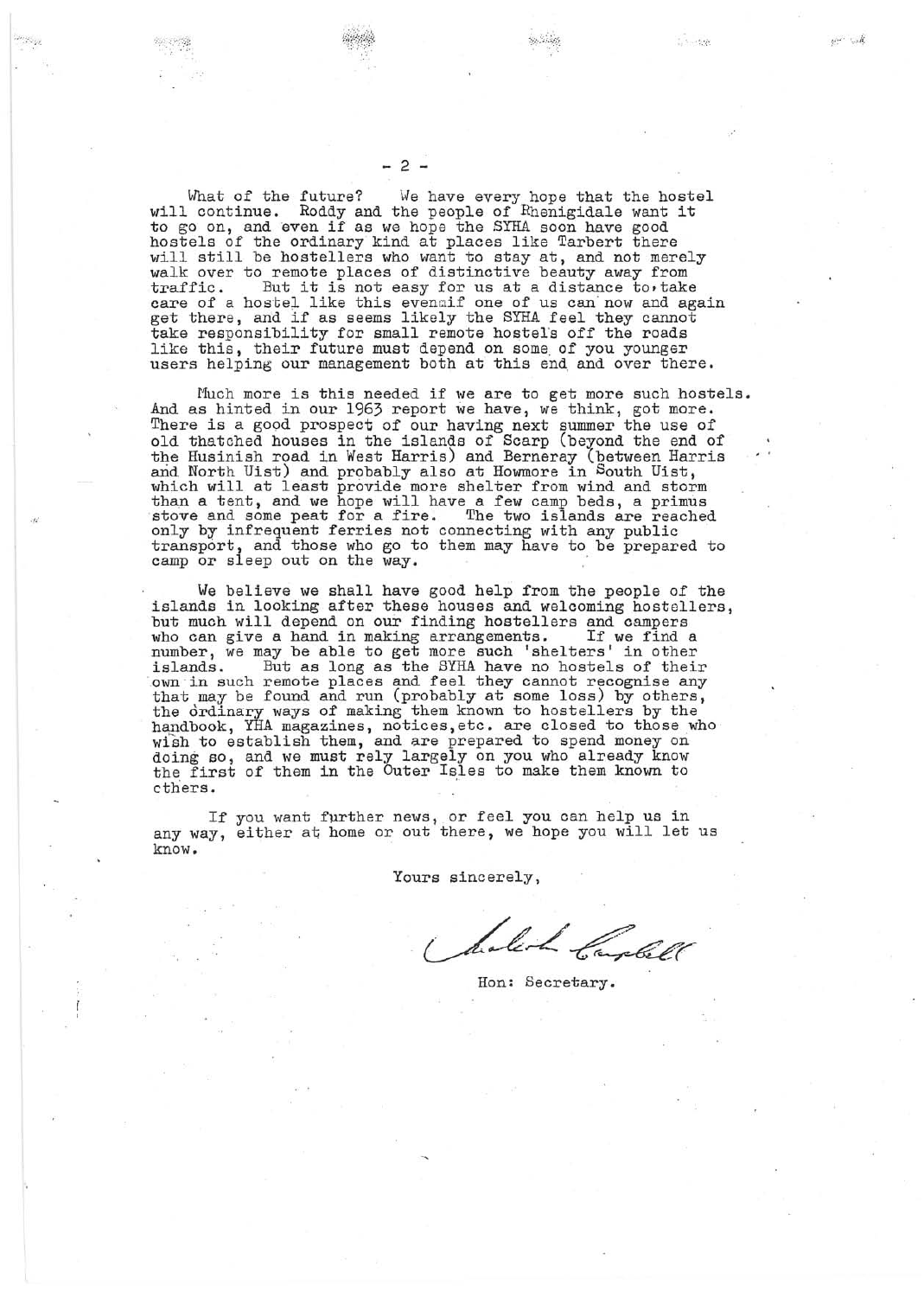What of the future? We have every hope that the hostel will continue. Roddy and the people of Rhenigidale want it to go on, and even if as we hope the SYHA soon have good hostels of the ordinary kind at places like Tarbert there will still be hostellers who want to stay at, and not merely walk over to remote places of distinctive beauty away from traffic. But it is not easy for us at a distance to take care of a hostel like this even if one of us can now and again get there, and if as seems likely the SYHA feel they cannot take responsibility for small remote hostels off the roads like this, their future must depend on some of you younger users helping our management both at this end and over there.

Much more is this needed if we are to get more such hostels. And as hinted in our 1963 report we have, we think, got more. There is a good prospect of our having next summer the use of old thatched houses in the islands of Scarp (beyond the end of the Husinish road in West Harris) and Berneray (between Harris and North Uist) and probably also at Howmore in South Uist, which will at least provide more shelter from wind and storm than a tent, and we hope will have a few camp beds, a primus stove and some peat for a fire. The two islands are reached only by infrequent ferries not connecting with any public transport, and those who go to them may have to be prepared to camp or sleep out on the way.

We believe we shall have good help from the people of the islands in looking after these houses and welcoming hostellers, but much will depend on our finding hostellers and campers who can give a hand in making arrangements. If we find a number, we may be able to get more such 'shelters' in other islands. But as long as the SYHA have no hostels of their own in such remote places and feel they cannot recognise any that may be found and run (probably at some loss) by others, the ordinary ways of making them known to hostellers by the handbook, YHA magazines, notices, etc. are closed to those who wish to establish them, and are prepared to spend money on doing so, and we must rely largely on you who already know the first of them in the Outer Isles to make them known to others.

If you want further news, or feel you can help us in any way, either at home or out there, we hope you will let us know.

Yours sincerely,

Hon: Secretary.